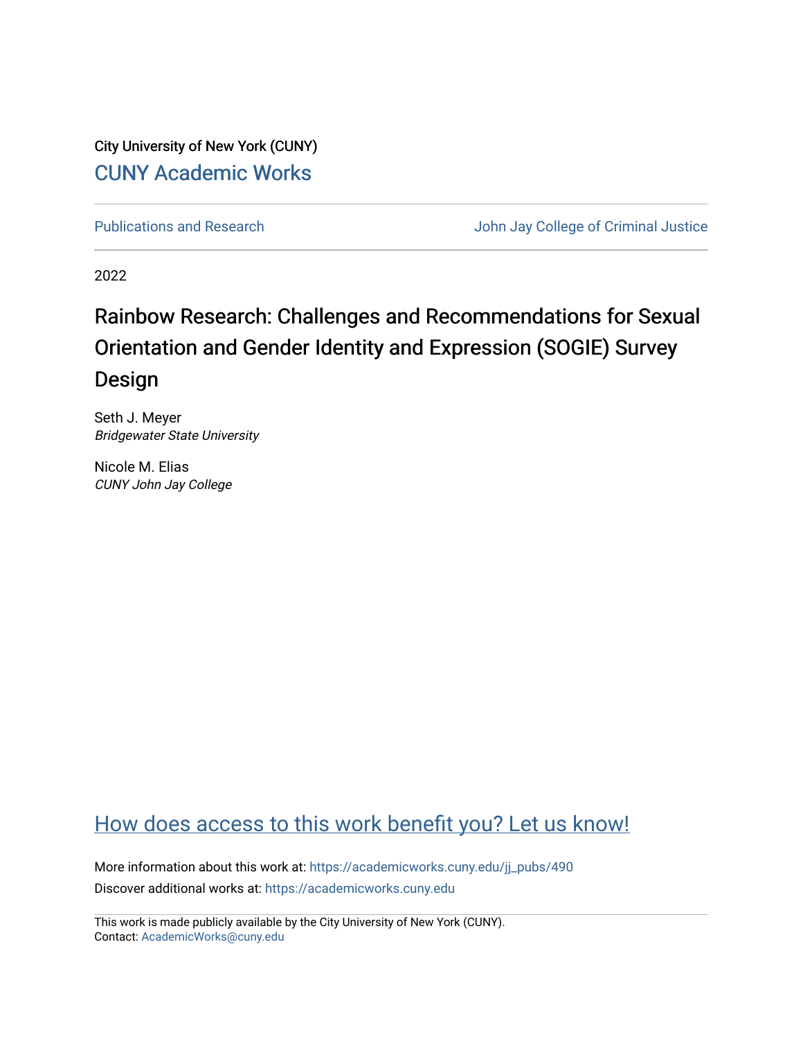City University of New York (CUNY)

CUNY Academic Works

Publications and Research

John Jay College of Criminal Justice

2022

# Rainbow Research: Challenges and Recommendations for Sexual Orientation and Gender Identity and Expression (SOGIE) Survey Design

Seth J. Meyer
*Bridgewater State University*

Nicole M. Elias
*CUNY John Jay College*

How does access to this work benefit you? Let us know!

More information about this work at: https://academicworks.cuny.edu/jj_pubs/490

Discover additional works at: https://academicworks.cuny.edu

This work is made publicly available by the City University of New York (CUNY).
Contact: AcademicWorks@cuny.edu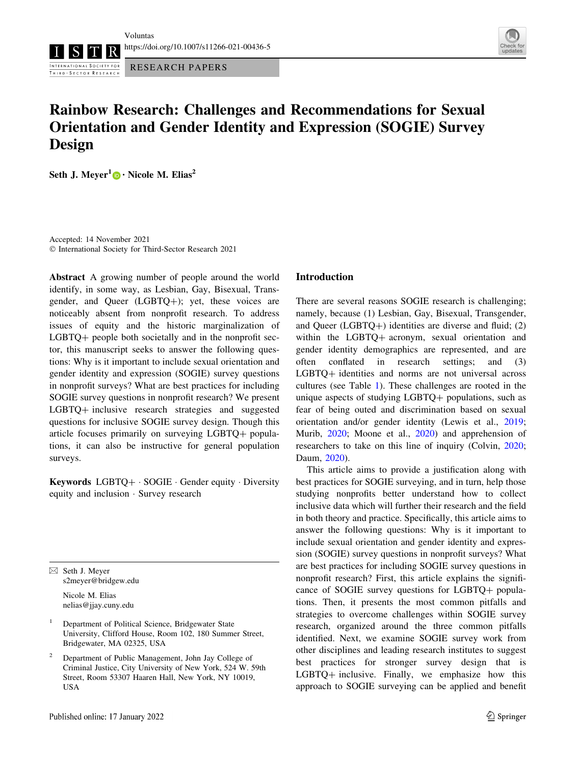Voluntas
https://doi.org/10.1007/s11266-021-00436-5

RESEARCH PAPERS

# Rainbow Research: Challenges and Recommendations for Sexual Orientation and Gender Identity and Expression (SOGIE) Survey Design

**Seth J. Meyer**[1] **· Nicole M. Elias**[2]

Accepted: 14 November 2021
© International Society for Third-Sector Research 2021

**Abstract** A growing number of people around the world identify, in some way, as Lesbian, Gay, Bisexual, Transgender, and Queer (LGBTQ+); yet, these voices are noticeably absent from nonprofit research. To address issues of equity and the historic marginalization of LGBTQ+ people both societally and in the nonprofit sector, this manuscript seeks to answer the following questions: Why is it important to include sexual orientation and gender identity and expression (SOGIE) survey questions in nonprofit surveys? What are best practices for including SOGIE survey questions in nonprofit research? We present LGBTQ+ inclusive research strategies and suggested questions for inclusive SOGIE survey design. Though this article focuses primarily on surveying LGBTQ+ populations, it can also be instructive for general population surveys.

**Keywords** LGBTQ+ · SOGIE · Gender equity · Diversity equity and inclusion · Survey research

✉ Seth J. Meyer
s2meyer@bridgew.edu

Nicole M. Elias
nelias@jjay.cuny.edu

[1] Department of Political Science, Bridgewater State University, Clifford House, Room 102, 180 Summer Street, Bridgewater, MA 02325, USA

[2] Department of Public Management, John Jay College of Criminal Justice, City University of New York, 524 W. 59th Street, Room 53307 Haaren Hall, New York, NY 10019, USA

## Introduction

There are several reasons SOGIE research is challenging; namely, because (1) Lesbian, Gay, Bisexual, Transgender, and Queer (LGBTQ+) identities are diverse and fluid; (2) within the LGBTQ+ acronym, sexual orientation and gender identity demographics are represented, and are often conflated in research settings; and (3) LGBTQ+ identities and norms are not universal across cultures (see Table 1). These challenges are rooted in the unique aspects of studying LGBTQ+ populations, such as fear of being outed and discrimination based on sexual orientation and/or gender identity (Lewis et al., 2019; Murib, 2020; Moone et al., 2020) and apprehension of researchers to take on this line of inquiry (Colvin, 2020; Daum, 2020).

This article aims to provide a justification along with best practices for SOGIE surveying, and in turn, help those studying nonprofits better understand how to collect inclusive data which will further their research and the field in both theory and practice. Specifically, this article aims to answer the following questions: Why is it important to include sexual orientation and gender identity and expression (SOGIE) survey questions in nonprofit surveys? What are best practices for including SOGIE survey questions in nonprofit research? First, this article explains the significance of SOGIE survey questions for LGBTQ+ populations. Then, it presents the most common pitfalls and strategies to overcome challenges within SOGIE survey research, organized around the three common pitfalls identified. Next, we examine SOGIE survey work from other disciplines and leading research institutes to suggest best practices for stronger survey design that is LGBTQ+ inclusive. Finally, we emphasize how this approach to SOGIE surveying can be applied and benefit

Published online: 17 January 2022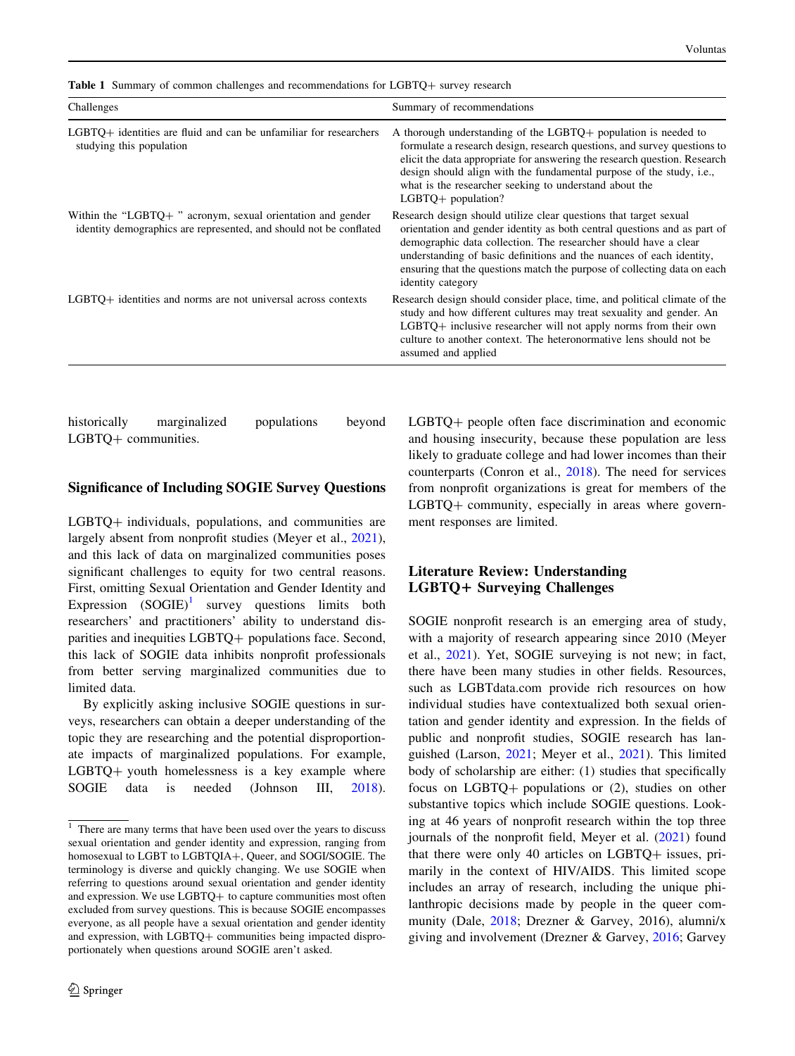**Table 1** Summary of common challenges and recommendations for LGBTQ+ survey research

| Challenges | Summary of recommendations |
|---|---|
| LGBTQ+ identities are fluid and can be unfamiliar for researchers studying this population | A thorough understanding of the LGBTQ+ population is needed to formulate a research design, research questions, and survey questions to elicit the data appropriate for answering the research question. Research design should align with the fundamental purpose of the study, i.e., what is the researcher seeking to understand about the LGBTQ+ population? |
| Within the "LGBTQ+ " acronym, sexual orientation and gender identity demographics are represented, and should not be conflated | Research design should utilize clear questions that target sexual orientation and gender identity as both central questions and as part of demographic data collection. The researcher should have a clear understanding of basic definitions and the nuances of each identity, ensuring that the questions match the purpose of collecting data on each identity category |
| LGBTQ+ identities and norms are not universal across contexts | Research design should consider place, time, and political climate of the study and how different cultures may treat sexuality and gender. An LGBTQ+ inclusive researcher will not apply norms from their own culture to another context. The heteronormative lens should not be assumed and applied |

historically marginalized populations beyond LGBTQ+ communities.

## Significance of Including SOGIE Survey Questions

LGBTQ+ individuals, populations, and communities are largely absent from nonprofit studies (Meyer et al., 2021), and this lack of data on marginalized communities poses significant challenges to equity for two central reasons. First, omitting Sexual Orientation and Gender Identity and Expression (SOGIE)[1] survey questions limits both researchers' and practitioners' ability to understand disparities and inequities LGBTQ+ populations face. Second, this lack of SOGIE data inhibits nonprofit professionals from better serving marginalized communities due to limited data.

By explicitly asking inclusive SOGIE questions in surveys, researchers can obtain a deeper understanding of the topic they are researching and the potential disproportionate impacts of marginalized populations. For example, LGBTQ+ youth homelessness is a key example where SOGIE data is needed (Johnson III, 2018). LGBTQ+ people often face discrimination and economic and housing insecurity, because these population are less likely to graduate college and had lower incomes than their counterparts (Conron et al., 2018). The need for services from nonprofit organizations is great for members of the LGBTQ+ community, especially in areas where government responses are limited.

## Literature Review: Understanding LGBTQ+ Surveying Challenges

SOGIE nonprofit research is an emerging area of study, with a majority of research appearing since 2010 (Meyer et al., 2021). Yet, SOGIE surveying is not new; in fact, there have been many studies in other fields. Resources, such as LGBTdata.com provide rich resources on how individual studies have contextualized both sexual orientation and gender identity and expression. In the fields of public and nonprofit studies, SOGIE research has languished (Larson, 2021; Meyer et al., 2021). This limited body of scholarship are either: (1) studies that specifically focus on LGBTQ+ populations or (2), studies on other substantive topics which include SOGIE questions. Looking at 46 years of nonprofit research within the top three journals of the nonprofit field, Meyer et al. (2021) found that there were only 40 articles on LGBTQ+ issues, primarily in the context of HIV/AIDS. This limited scope includes an array of research, including the unique philanthropic decisions made by people in the queer community (Dale, 2018; Drezner & Garvey, 2016), alumni/x giving and involvement (Drezner & Garvey, 2016; Garvey

[1] There are many terms that have been used over the years to discuss sexual orientation and gender identity and expression, ranging from homosexual to LGBT to LGBTQIA+, Queer, and SOGI/SOGIE. The terminology is diverse and quickly changing. We use SOGIE when referring to questions around sexual orientation and gender identity and expression. We use LGBTQ+ to capture communities most often excluded from survey questions. This is because SOGIE encompasses everyone, as all people have a sexual orientation and gender identity and expression, with LGBTQ+ communities being impacted disproportionately when questions around SOGIE aren't asked.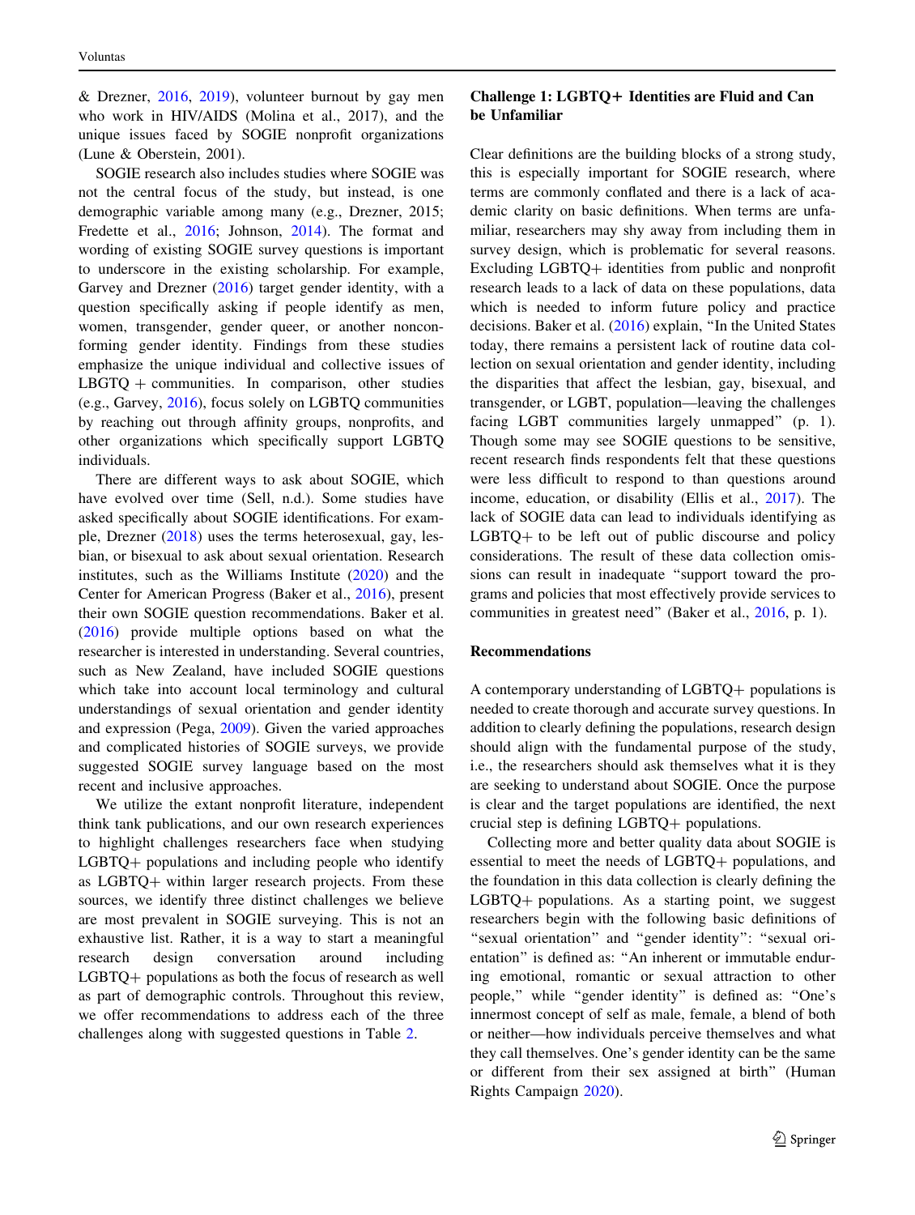& Drezner, 2016, 2019), volunteer burnout by gay men who work in HIV/AIDS (Molina et al., 2017), and the unique issues faced by SOGIE nonprofit organizations (Lune & Oberstein, 2001).

SOGIE research also includes studies where SOGIE was not the central focus of the study, but instead, is one demographic variable among many (e.g., Drezner, 2015; Fredette et al., 2016; Johnson, 2014). The format and wording of existing SOGIE survey questions is important to underscore in the existing scholarship. For example, Garvey and Drezner (2016) target gender identity, with a question specifically asking if people identify as men, women, transgender, gender queer, or another nonconforming gender identity. Findings from these studies emphasize the unique individual and collective issues of LBGTQ + communities. In comparison, other studies (e.g., Garvey, 2016), focus solely on LGBTQ communities by reaching out through affinity groups, nonprofits, and other organizations which specifically support LGBTQ individuals.

There are different ways to ask about SOGIE, which have evolved over time (Sell, n.d.). Some studies have asked specifically about SOGIE identifications. For example, Drezner (2018) uses the terms heterosexual, gay, lesbian, or bisexual to ask about sexual orientation. Research institutes, such as the Williams Institute (2020) and the Center for American Progress (Baker et al., 2016), present their own SOGIE question recommendations. Baker et al. (2016) provide multiple options based on what the researcher is interested in understanding. Several countries, such as New Zealand, have included SOGIE questions which take into account local terminology and cultural understandings of sexual orientation and gender identity and expression (Pega, 2009). Given the varied approaches and complicated histories of SOGIE surveys, we provide suggested SOGIE survey language based on the most recent and inclusive approaches.

We utilize the extant nonprofit literature, independent think tank publications, and our own research experiences to highlight challenges researchers face when studying LGBTQ+ populations and including people who identify as LGBTQ+ within larger research projects. From these sources, we identify three distinct challenges we believe are most prevalent in SOGIE surveying. This is not an exhaustive list. Rather, it is a way to start a meaningful research design conversation around including LGBTQ+ populations as both the focus of research as well as part of demographic controls. Throughout this review, we offer recommendations to address each of the three challenges along with suggested questions in Table 2.

## Challenge 1: LGBTQ+ Identities are Fluid and Can be Unfamiliar

Clear definitions are the building blocks of a strong study, this is especially important for SOGIE research, where terms are commonly conflated and there is a lack of academic clarity on basic definitions. When terms are unfamiliar, researchers may shy away from including them in survey design, which is problematic for several reasons. Excluding LGBTQ+ identities from public and nonprofit research leads to a lack of data on these populations, data which is needed to inform future policy and practice decisions. Baker et al. (2016) explain, "In the United States today, there remains a persistent lack of routine data collection on sexual orientation and gender identity, including the disparities that affect the lesbian, gay, bisexual, and transgender, or LGBT, population—leaving the challenges facing LGBT communities largely unmapped" (p. 1). Though some may see SOGIE questions to be sensitive, recent research finds respondents felt that these questions were less difficult to respond to than questions around income, education, or disability (Ellis et al., 2017). The lack of SOGIE data can lead to individuals identifying as LGBTQ+ to be left out of public discourse and policy considerations. The result of these data collection omissions can result in inadequate "support toward the programs and policies that most effectively provide services to communities in greatest need" (Baker et al., 2016, p. 1).

### Recommendations

A contemporary understanding of LGBTQ+ populations is needed to create thorough and accurate survey questions. In addition to clearly defining the populations, research design should align with the fundamental purpose of the study, i.e., the researchers should ask themselves what it is they are seeking to understand about SOGIE. Once the purpose is clear and the target populations are identified, the next crucial step is defining LGBTQ+ populations.

Collecting more and better quality data about SOGIE is essential to meet the needs of LGBTQ+ populations, and the foundation in this data collection is clearly defining the LGBTQ+ populations. As a starting point, we suggest researchers begin with the following basic definitions of "sexual orientation" and "gender identity": "sexual orientation" is defined as: "An inherent or immutable enduring emotional, romantic or sexual attraction to other people," while "gender identity" is defined as: "One's innermost concept of self as male, female, a blend of both or neither—how individuals perceive themselves and what they call themselves. One's gender identity can be the same or different from their sex assigned at birth" (Human Rights Campaign 2020).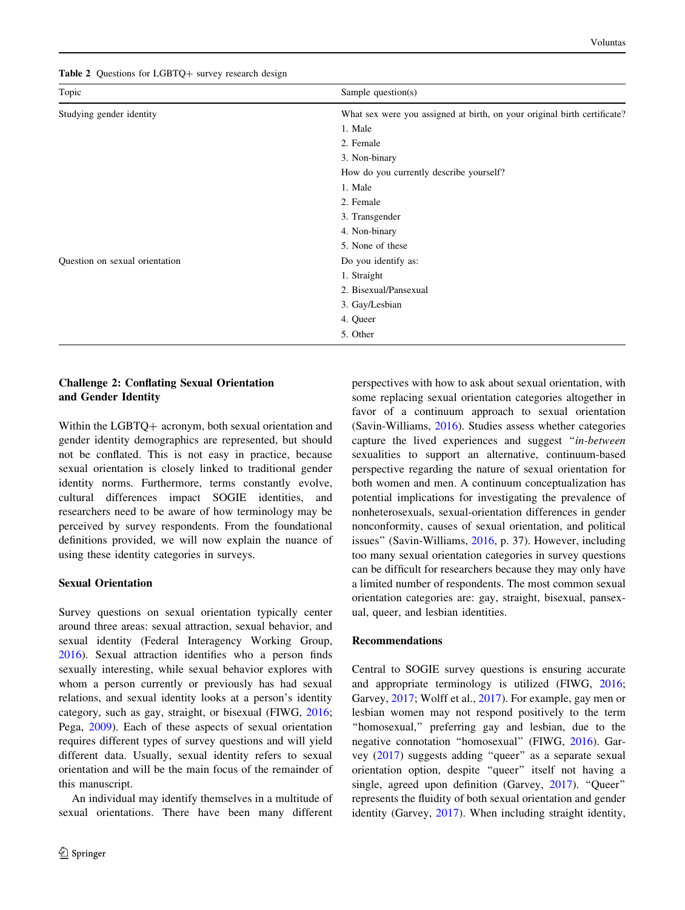**Table 2** Questions for LGBTQ+ survey research design

| Topic | Sample question(s) |
|---|---|
| Studying gender identity | What sex were you assigned at birth, on your original birth certificate? |
| | 1. Male |
| | 2. Female |
| | 3. Non-binary |
| | How do you currently describe yourself? |
| | 1. Male |
| | 2. Female |
| | 3. Transgender |
| | 4. Non-binary |
| | 5. None of these |
| Question on sexual orientation | Do you identify as: |
| | 1. Straight |
| | 2. Bisexual/Pansexual |
| | 3. Gay/Lesbian |
| | 4. Queer |
| | 5. Other |

## Challenge 2: Conflating Sexual Orientation and Gender Identity

Within the LGBTQ+ acronym, both sexual orientation and gender identity demographics are represented, but should not be conflated. This is not easy in practice, because sexual orientation is closely linked to traditional gender identity norms. Furthermore, terms constantly evolve, cultural differences impact SOGIE identities, and researchers need to be aware of how terminology may be perceived by survey respondents. From the foundational definitions provided, we will now explain the nuance of using these identity categories in surveys.

### Sexual Orientation

Survey questions on sexual orientation typically center around three areas: sexual attraction, sexual behavior, and sexual identity (Federal Interagency Working Group, 2016). Sexual attraction identifies who a person finds sexually interesting, while sexual behavior explores with whom a person currently or previously has had sexual relations, and sexual identity looks at a person's identity category, such as gay, straight, or bisexual (FIWG, 2016; Pega, 2009). Each of these aspects of sexual orientation requires different types of survey questions and will yield different data. Usually, sexual identity refers to sexual orientation and will be the main focus of the remainder of this manuscript.

An individual may identify themselves in a multitude of sexual orientations. There have been many different perspectives with how to ask about sexual orientation, with some replacing sexual orientation categories altogether in favor of a continuum approach to sexual orientation (Savin-Williams, 2016). Studies assess whether categories capture the lived experiences and suggest "*in-between* sexualities to support an alternative, continuum-based perspective regarding the nature of sexual orientation for both women and men. A continuum conceptualization has potential implications for investigating the prevalence of nonheterosexuals, sexual-orientation differences in gender nonconformity, causes of sexual orientation, and political issues" (Savin-Williams, 2016, p. 37). However, including too many sexual orientation categories in survey questions can be difficult for researchers because they may only have a limited number of respondents. The most common sexual orientation categories are: gay, straight, bisexual, pansexual, queer, and lesbian identities.

### Recommendations

Central to SOGIE survey questions is ensuring accurate and appropriate terminology is utilized (FIWG, 2016; Garvey, 2017; Wolff et al., 2017). For example, gay men or lesbian women may not respond positively to the term "homosexual," preferring gay and lesbian, due to the negative connotation "homosexual" (FIWG, 2016). Garvey (2017) suggests adding "queer" as a separate sexual orientation option, despite "queer" itself not having a single, agreed upon definition (Garvey, 2017). "Queer" represents the fluidity of both sexual orientation and gender identity (Garvey, 2017). When including straight identity,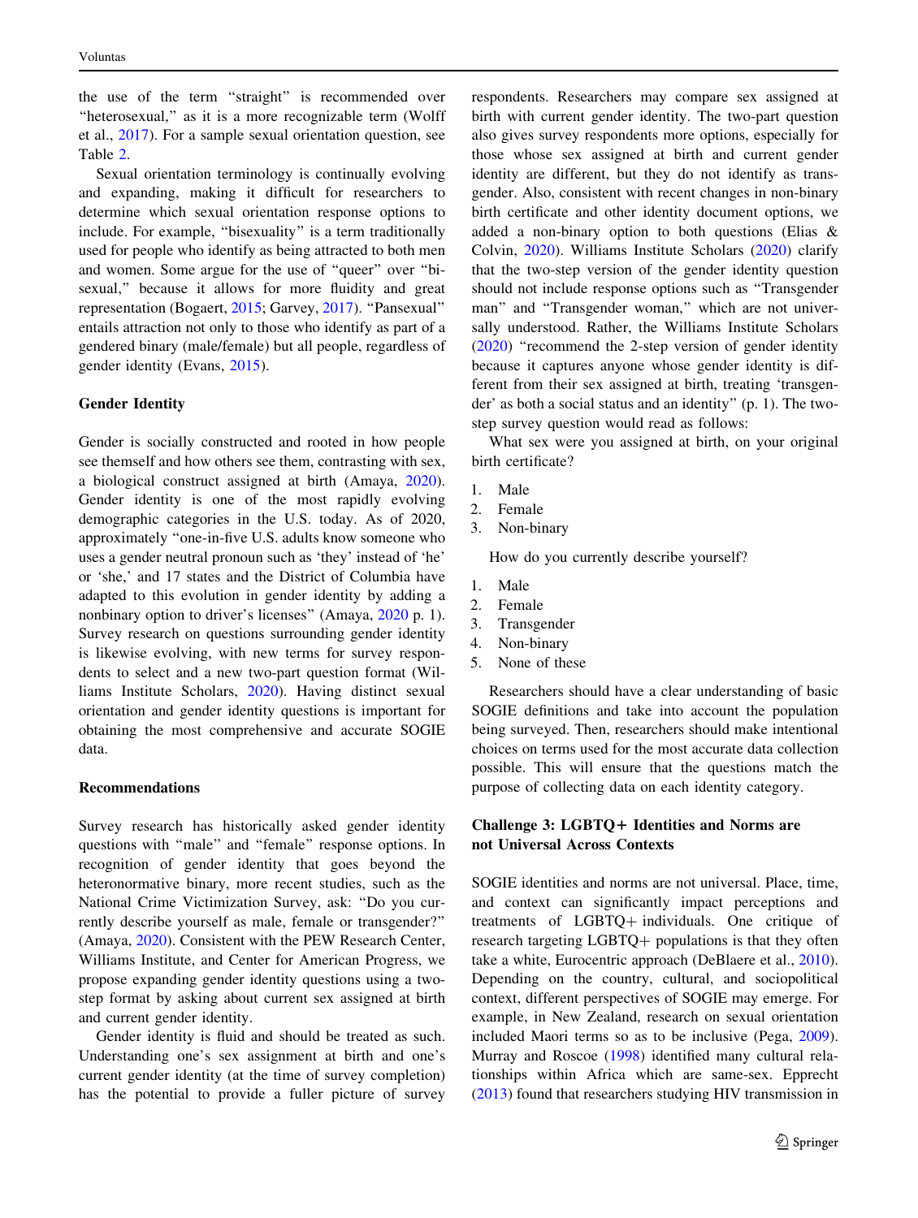the use of the term "straight" is recommended over "heterosexual," as it is a more recognizable term (Wolff et al., 2017). For a sample sexual orientation question, see Table 2.

Sexual orientation terminology is continually evolving and expanding, making it difficult for researchers to determine which sexual orientation response options to include. For example, "bisexuality" is a term traditionally used for people who identify as being attracted to both men and women. Some argue for the use of "queer" over "bisexual," because it allows for more fluidity and great representation (Bogaert, 2015; Garvey, 2017). "Pansexual" entails attraction not only to those who identify as part of a gendered binary (male/female) but all people, regardless of gender identity (Evans, 2015).

### Gender Identity

Gender is socially constructed and rooted in how people see themself and how others see them, contrasting with sex, a biological construct assigned at birth (Amaya, 2020). Gender identity is one of the most rapidly evolving demographic categories in the U.S. today. As of 2020, approximately "one-in-five U.S. adults know someone who uses a gender neutral pronoun such as 'they' instead of 'he' or 'she,' and 17 states and the District of Columbia have adapted to this evolution in gender identity by adding a nonbinary option to driver's licenses" (Amaya, 2020 p. 1). Survey research on questions surrounding gender identity is likewise evolving, with new terms for survey respondents to select and a new two-part question format (Williams Institute Scholars, 2020). Having distinct sexual orientation and gender identity questions is important for obtaining the most comprehensive and accurate SOGIE data.

### Recommendations

Survey research has historically asked gender identity questions with "male" and "female" response options. In recognition of gender identity that goes beyond the heteronormative binary, more recent studies, such as the National Crime Victimization Survey, ask: "Do you currently describe yourself as male, female or transgender?" (Amaya, 2020). Consistent with the PEW Research Center, Williams Institute, and Center for American Progress, we propose expanding gender identity questions using a two-step format by asking about current sex assigned at birth and current gender identity.

Gender identity is fluid and should be treated as such. Understanding one's sex assignment at birth and one's current gender identity (at the time of survey completion) has the potential to provide a fuller picture of survey respondents. Researchers may compare sex assigned at birth with current gender identity. The two-part question also gives survey respondents more options, especially for those whose sex assigned at birth and current gender identity are different, but they do not identify as transgender. Also, consistent with recent changes in non-binary birth certificate and other identity document options, we added a non-binary option to both questions (Elias & Colvin, 2020). Williams Institute Scholars (2020) clarify that the two-step version of the gender identity question should not include response options such as "Transgender man" and "Transgender woman," which are not universally understood. Rather, the Williams Institute Scholars (2020) "recommend the 2-step version of gender identity because it captures anyone whose gender identity is different from their sex assigned at birth, treating 'transgender' as both a social status and an identity" (p. 1). The two-step survey question would read as follows:

What sex were you assigned at birth, on your original birth certificate?

1. Male
2. Female
3. Non-binary

How do you currently describe yourself?

1. Male
2. Female
3. Transgender
4. Non-binary
5. None of these

Researchers should have a clear understanding of basic SOGIE definitions and take into account the population being surveyed. Then, researchers should make intentional choices on terms used for the most accurate data collection possible. This will ensure that the questions match the purpose of collecting data on each identity category.

### Challenge 3: LGBTQ+ Identities and Norms are not Universal Across Contexts

SOGIE identities and norms are not universal. Place, time, and context can significantly impact perceptions and treatments of LGBTQ+ individuals. One critique of research targeting LGBTQ+ populations is that they often take a white, Eurocentric approach (DeBlaere et al., 2010). Depending on the country, cultural, and sociopolitical context, different perspectives of SOGIE may emerge. For example, in New Zealand, research on sexual orientation included Maori terms so as to be inclusive (Pega, 2009). Murray and Roscoe (1998) identified many cultural relationships within Africa which are same-sex. Epprecht (2013) found that researchers studying HIV transmission in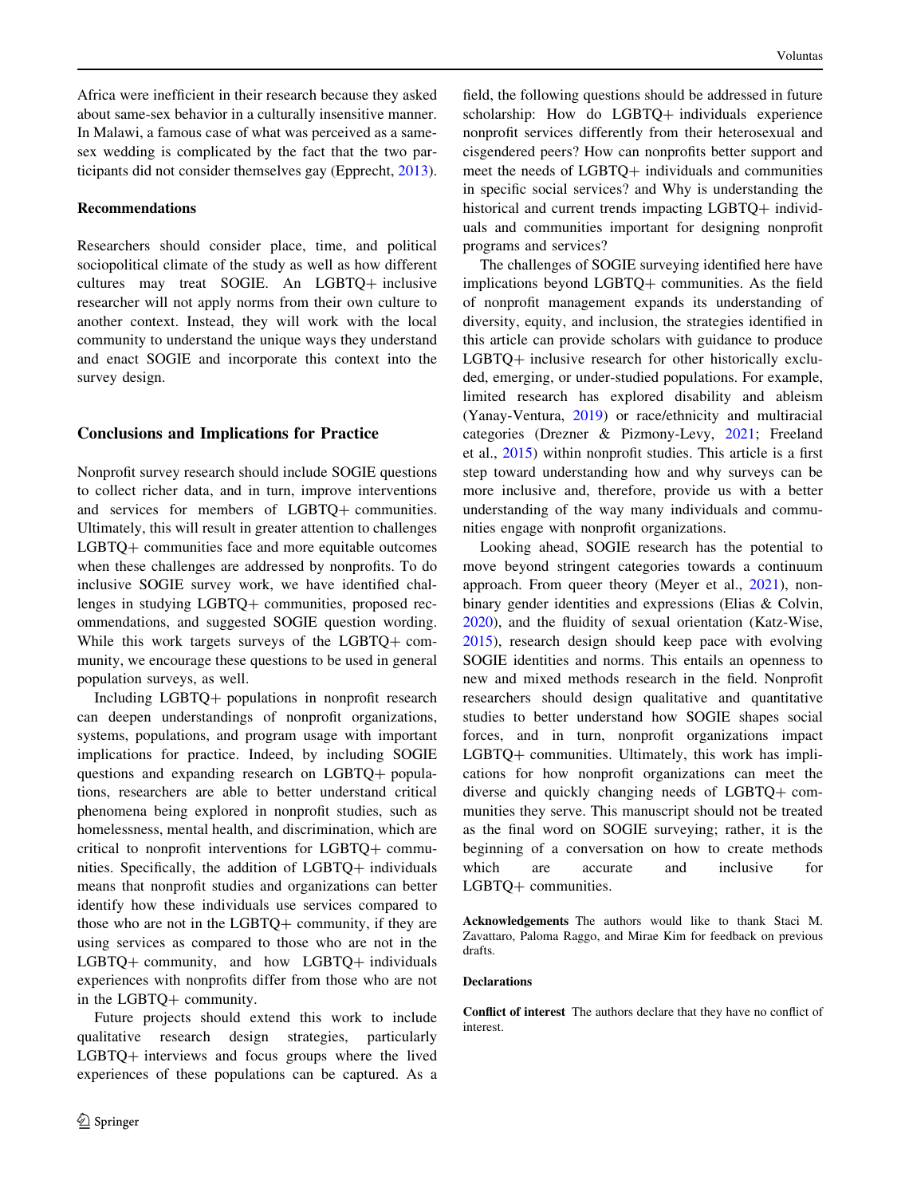Africa were inefficient in their research because they asked about same-sex behavior in a culturally insensitive manner. In Malawi, a famous case of what was perceived as a same-sex wedding is complicated by the fact that the two participants did not consider themselves gay (Epprecht, 2013).

### Recommendations

Researchers should consider place, time, and political sociopolitical climate of the study as well as how different cultures may treat SOGIE. An LGBTQ+ inclusive researcher will not apply norms from their own culture to another context. Instead, they will work with the local community to understand the unique ways they understand and enact SOGIE and incorporate this context into the survey design.

## Conclusions and Implications for Practice

Nonprofit survey research should include SOGIE questions to collect richer data, and in turn, improve interventions and services for members of LGBTQ+ communities. Ultimately, this will result in greater attention to challenges LGBTQ+ communities face and more equitable outcomes when these challenges are addressed by nonprofits. To do inclusive SOGIE survey work, we have identified challenges in studying LGBTQ+ communities, proposed recommendations, and suggested SOGIE question wording. While this work targets surveys of the LGBTQ+ community, we encourage these questions to be used in general population surveys, as well.

Including LGBTQ+ populations in nonprofit research can deepen understandings of nonprofit organizations, systems, populations, and program usage with important implications for practice. Indeed, by including SOGIE questions and expanding research on LGBTQ+ populations, researchers are able to better understand critical phenomena being explored in nonprofit studies, such as homelessness, mental health, and discrimination, which are critical to nonprofit interventions for LGBTQ+ communities. Specifically, the addition of LGBTQ+ individuals means that nonprofit studies and organizations can better identify how these individuals use services compared to those who are not in the LGBTQ+ community, if they are using services as compared to those who are not in the LGBTQ+ community, and how LGBTQ+ individuals experiences with nonprofits differ from those who are not in the LGBTQ+ community.

Future projects should extend this work to include qualitative research design strategies, particularly LGBTQ+ interviews and focus groups where the lived experiences of these populations can be captured. As a field, the following questions should be addressed in future scholarship: How do LGBTQ+ individuals experience nonprofit services differently from their heterosexual and cisgendered peers? How can nonprofits better support and meet the needs of LGBTQ+ individuals and communities in specific social services? and Why is understanding the historical and current trends impacting LGBTQ+ individuals and communities important for designing nonprofit programs and services?

The challenges of SOGIE surveying identified here have implications beyond LGBTQ+ communities. As the field of nonprofit management expands its understanding of diversity, equity, and inclusion, the strategies identified in this article can provide scholars with guidance to produce LGBTQ+ inclusive research for other historically excluded, emerging, or under-studied populations. For example, limited research has explored disability and ableism (Yanay-Ventura, 2019) or race/ethnicity and multiracial categories (Drezner & Pizmony-Levy, 2021; Freeland et al., 2015) within nonprofit studies. This article is a first step toward understanding how and why surveys can be more inclusive and, therefore, provide us with a better understanding of the way many individuals and communities engage with nonprofit organizations.

Looking ahead, SOGIE research has the potential to move beyond stringent categories towards a continuum approach. From queer theory (Meyer et al., 2021), non-binary gender identities and expressions (Elias & Colvin, 2020), and the fluidity of sexual orientation (Katz-Wise, 2015), research design should keep pace with evolving SOGIE identities and norms. This entails an openness to new and mixed methods research in the field. Nonprofit researchers should design qualitative and quantitative studies to better understand how SOGIE shapes social forces, and in turn, nonprofit organizations impact LGBTQ+ communities. Ultimately, this work has implications for how nonprofit organizations can meet the diverse and quickly changing needs of LGBTQ+ communities they serve. This manuscript should not be treated as the final word on SOGIE surveying; rather, it is the beginning of a conversation on how to create methods which are accurate and inclusive for LGBTQ+ communities.

**Acknowledgements** The authors would like to thank Staci M. Zavattaro, Paloma Raggo, and Mirae Kim for feedback on previous drafts.

### Declarations

**Conflict of interest** The authors declare that they have no conflict of interest.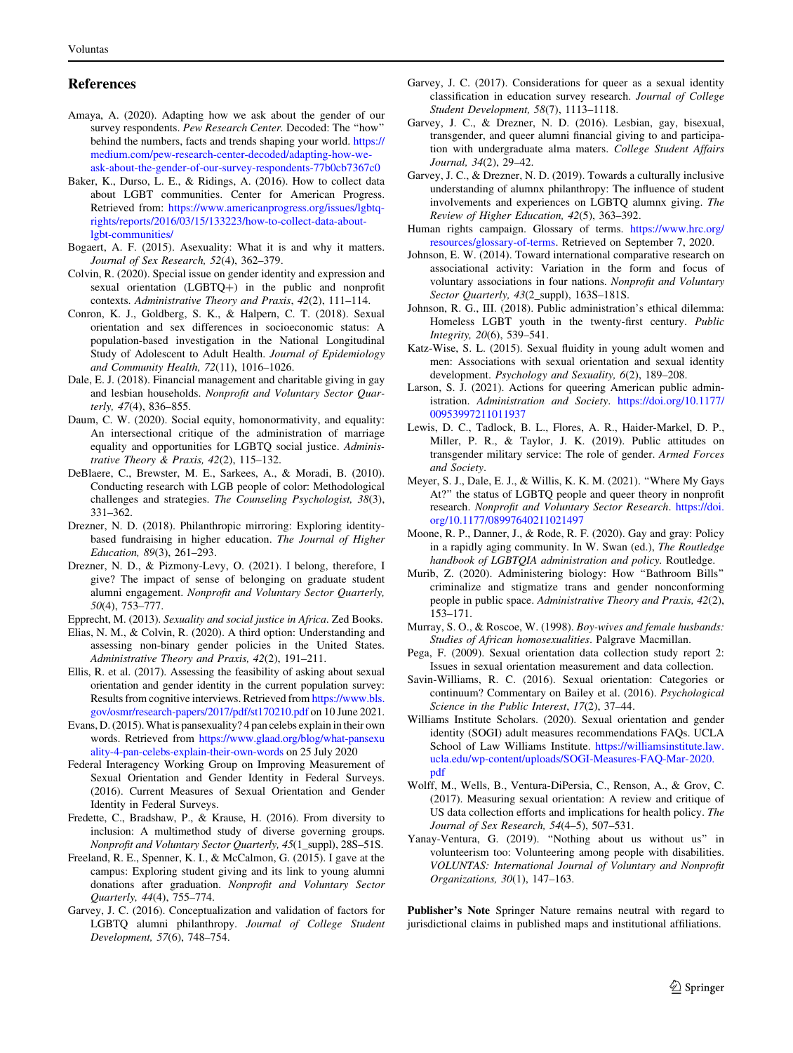## References

Amaya, A. (2020). Adapting how we ask about the gender of our survey respondents. *Pew Research Center*. Decoded: The "how" behind the numbers, facts and trends shaping your world. https://medium.com/pew-research-center-decoded/adapting-how-we-ask-about-the-gender-of-our-survey-respondents-77b0cb7367c0

Baker, K., Durso, L. E., & Ridings, A. (2016). How to collect data about LGBT communities. Center for American Progress. Retrieved from: https://www.americanprogress.org/issues/lgbtq-rights/reports/2016/03/15/133223/how-to-collect-data-about-lgbt-communities/

Bogaert, A. F. (2015). Asexuality: What it is and why it matters. *Journal of Sex Research, 52*(4), 362–379.

Colvin, R. (2020). Special issue on gender identity and expression and sexual orientation (LGBTQ+) in the public and nonprofit contexts. *Administrative Theory and Praxis, 42*(2), 111–114.

Conron, K. J., Goldberg, S. K., & Halpern, C. T. (2018). Sexual orientation and sex differences in socioeconomic status: A population-based investigation in the National Longitudinal Study of Adolescent to Adult Health. *Journal of Epidemiology and Community Health, 72*(11), 1016–1026.

Dale, E. J. (2018). Financial management and charitable giving in gay and lesbian households. *Nonprofit and Voluntary Sector Quarterly, 47*(4), 836–855.

Daum, C. W. (2020). Social equity, homonormativity, and equality: An intersectional critique of the administration of marriage equality and opportunities for LGBTQ social justice. *Administrative Theory & Praxis, 42*(2), 115–132.

DeBlaere, C., Brewster, M. E., Sarkees, A., & Moradi, B. (2010). Conducting research with LGB people of color: Methodological challenges and strategies. *The Counseling Psychologist, 38*(3), 331–362.

Drezner, N. D. (2018). Philanthropic mirroring: Exploring identity-based fundraising in higher education. *The Journal of Higher Education, 89*(3), 261–293.

Drezner, N. D., & Pizmony-Levy, O. (2021). I belong, therefore, I give? The impact of sense of belonging on graduate student alumni engagement. *Nonprofit and Voluntary Sector Quarterly, 50*(4), 753–777.

Epprecht, M. (2013). *Sexuality and social justice in Africa*. Zed Books.

Elias, N. M., & Colvin, R. (2020). A third option: Understanding and assessing non-binary gender policies in the United States. *Administrative Theory and Praxis, 42*(2), 191–211.

Ellis, R. et al. (2017). Assessing the feasibility of asking about sexual orientation and gender identity in the current population survey: Results from cognitive interviews. Retrieved from https://www.bls.gov/osmr/research-papers/2017/pdf/st170210.pdf on 10 June 2021.

Evans, D. (2015). What is pansexuality? 4 pan celebs explain in their own words. Retrieved from https://www.glaad.org/blog/what-pansexuality-4-pan-celebs-explain-their-own-words on 25 July 2020

Federal Interagency Working Group on Improving Measurement of Sexual Orientation and Gender Identity in Federal Surveys. (2016). Current Measures of Sexual Orientation and Gender Identity in Federal Surveys.

Fredette, C., Bradshaw, P., & Krause, H. (2016). From diversity to inclusion: A multimethod study of diverse governing groups. *Nonprofit and Voluntary Sector Quarterly, 45*(1_suppl), 28S–51S.

Freeland, R. E., Spenner, K. I., & McCalmon, G. (2015). I gave at the campus: Exploring student giving and its link to young alumni donations after graduation. *Nonprofit and Voluntary Sector Quarterly, 44*(4), 755–774.

Garvey, J. C. (2016). Conceptualization and validation of factors for LGBTQ alumni philanthropy. *Journal of College Student Development, 57*(6), 748–754.

Garvey, J. C. (2017). Considerations for queer as a sexual identity classification in education survey research. *Journal of College Student Development, 58*(7), 1113–1118.

Garvey, J. C., & Drezner, N. D. (2016). Lesbian, gay, bisexual, transgender, and queer alumni financial giving to and participation with undergraduate alma maters. *College Student Affairs Journal, 34*(2), 29–42.

Garvey, J. C., & Drezner, N. D. (2019). Towards a culturally inclusive understanding of alumnx philanthropy: The influence of student involvements and experiences on LGBTQ alumnx giving. *The Review of Higher Education, 42*(5), 363–392.

Human rights campaign. Glossary of terms. https://www.hrc.org/resources/glossary-of-terms. Retrieved on September 7, 2020.

Johnson, E. W. (2014). Toward international comparative research on associational activity: Variation in the form and focus of voluntary associations in four nations. *Nonprofit and Voluntary Sector Quarterly, 43*(2_suppl), 163S–181S.

Johnson, R. G., III. (2018). Public administration's ethical dilemma: Homeless LGBT youth in the twenty-first century. *Public Integrity, 20*(6), 539–541.

Katz-Wise, S. L. (2015). Sexual fluidity in young adult women and men: Associations with sexual orientation and sexual identity development. *Psychology and Sexuality, 6*(2), 189–208.

Larson, S. J. (2021). Actions for queering American public administration. *Administration and Society*. https://doi.org/10.1177/00953997211011937

Lewis, D. C., Tadlock, B. L., Flores, A. R., Haider-Markel, D. P., Miller, P. R., & Taylor, J. K. (2019). Public attitudes on transgender military service: The role of gender. *Armed Forces and Society*.

Meyer, S. J., Dale, E. J., & Willis, K. K. M. (2021). "Where My Gays At?" the status of LGBTQ people and queer theory in nonprofit research. *Nonprofit and Voluntary Sector Research*. https://doi.org/10.1177/08997640211021497

Moone, R. P., Danner, J., & Rode, R. F. (2020). Gay and gray: Policy in a rapidly aging community. In W. Swan (ed.), *The Routledge handbook of LGBTQIA administration and policy*. Routledge.

Murib, Z. (2020). Administering biology: How "Bathroom Bills" criminalize and stigmatize trans and gender nonconforming people in public space. *Administrative Theory and Praxis, 42*(2), 153–171.

Murray, S. O., & Roscoe, W. (1998). *Boy-wives and female husbands: Studies of African homosexualities*. Palgrave Macmillan.

Pega, F. (2009). Sexual orientation data collection study report 2: Issues in sexual orientation measurement and data collection.

Savin-Williams, R. C. (2016). Sexual orientation: Categories or continuum? Commentary on Bailey et al. (2016). *Psychological Science in the Public Interest, 17*(2), 37–44.

Williams Institute Scholars. (2020). Sexual orientation and gender identity (SOGI) adult measures recommendations FAQs. UCLA School of Law Williams Institute. https://williamsinstitute.law.ucla.edu/wp-content/uploads/SOGI-Measures-FAQ-Mar-2020.pdf

Wolff, M., Wells, B., Ventura-DiPersia, C., Renson, A., & Grov, C. (2017). Measuring sexual orientation: A review and critique of US data collection efforts and implications for health policy. *The Journal of Sex Research, 54*(4–5), 507–531.

Yanay-Ventura, G. (2019). "Nothing about us without us" in volunteerism too: Volunteering among people with disabilities. *VOLUNTAS: International Journal of Voluntary and Nonprofit Organizations, 30*(1), 147–163.

**Publisher's Note** Springer Nature remains neutral with regard to jurisdictional claims in published maps and institutional affiliations.